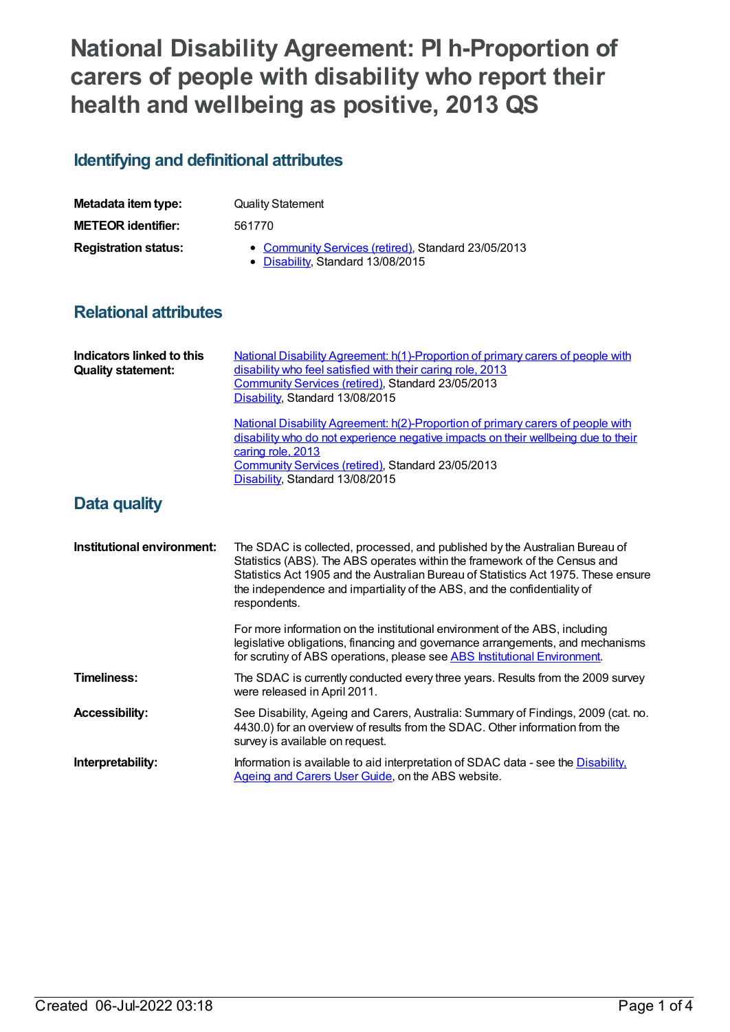# National Disability Agreement: PI h-Proportion of carers of people with disability who report their health and wellbeing as positive, 2013 QS

## Identifying and definitional attributes

| | |
|---|---|
| **Metadata item type:** | Quality Statement |
| **METEOR identifier:** | 561770 |
| **Registration status:** | • Community Services (retired), Standard 23/05/2013<br>• Disability, Standard 13/08/2015 |

## Relational attributes

**Indicators linked to this Quality statement:**

National Disability Agreement: h(1)-Proportion of primary carers of people with disability who feel satisfied with their caring role, 2013
Community Services (retired), Standard 23/05/2013
Disability, Standard 13/08/2015

National Disability Agreement: h(2)-Proportion of primary carers of people with disability who do not experience negative impacts on their wellbeing due to their caring role, 2013
Community Services (retired), Standard 23/05/2013
Disability, Standard 13/08/2015

## Data quality

**Institutional environment:**

The SDAC is collected, processed, and published by the Australian Bureau of Statistics (ABS). The ABS operates within the framework of the Census and Statistics Act 1905 and the Australian Bureau of Statistics Act 1975. These ensure the independence and impartiality of the ABS, and the confidentiality of respondents.

For more information on the institutional environment of the ABS, including legislative obligations, financing and governance arrangements, and mechanisms for scrutiny of ABS operations, please see ABS Institutional Environment.

**Timeliness:**

The SDAC is currently conducted every three years. Results from the 2009 survey were released in April 2011.

**Accessibility:**

See Disability, Ageing and Carers, Australia: Summary of Findings, 2009 (cat. no. 4430.0) for an overview of results from the SDAC. Other information from the survey is available on request.

**Interpretability:**

Information is available to aid interpretation of SDAC data - see the Disability, Ageing and Carers User Guide, on the ABS website.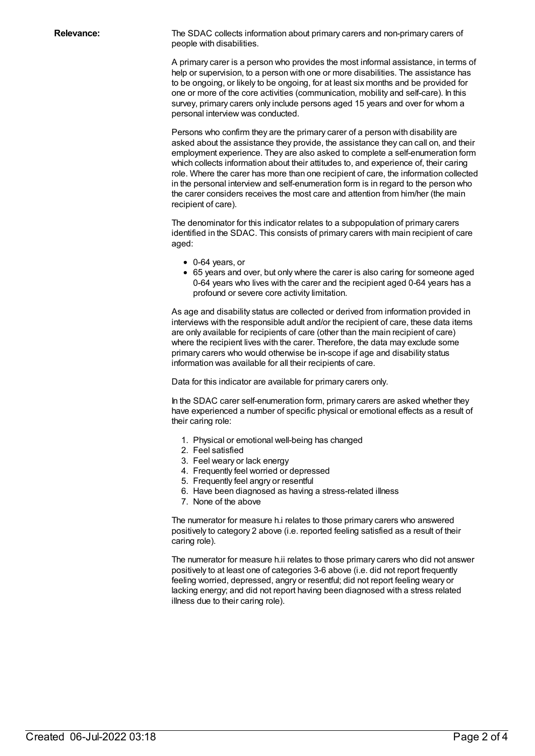**Relevance:** The SDAC collects information about primary carers and non-primary carers of people with disabilities.

A primary carer is a person who provides the most informal assistance, in terms of help or supervision, to a person with one or more disabilities. The assistance has to be ongoing, or likely to be ongoing, for at least six months and be provided for one or more of the core activities (communication, mobility and self-care). In this survey, primary carers only include persons aged 15 years and over for whom a personal interview was conducted.

Persons who confirm they are the primary carer of a person with disability are asked about the assistance they provide, the assistance they can call on, and their employment experience. They are also asked to complete a self-enumeration form which collects information about their attitudes to, and experience of, their caring role. Where the carer has more than one recipient of care, the information collected in the personal interview and self-enumeration form is in regard to the person who the carer considers receives the most care and attention from him/her (the main recipient of care).

The denominator for this indicator relates to a subpopulation of primary carers identified in the SDAC. This consists of primary carers with main recipient of care aged:

- 0-64 years, or
- 65 years and over, but only where the carer is also caring for someone aged 0-64 years who lives with the carer and the recipient aged 0-64 years has a profound or severe core activity limitation.

As age and disability status are collected or derived from information provided in interviews with the responsible adult and/or the recipient of care, these data items are only available for recipients of care (other than the main recipient of care) where the recipient lives with the carer. Therefore, the data may exclude some primary carers who would otherwise be in-scope if age and disability status information was available for all their recipients of care.

Data for this indicator are available for primary carers only.

In the SDAC carer self-enumeration form, primary carers are asked whether they have experienced a number of specific physical or emotional effects as a result of their caring role:

1. Physical or emotional well-being has changed
2. Feel satisfied
3. Feel weary or lack energy
4. Frequently feel worried or depressed
5. Frequently feel angry or resentful
6. Have been diagnosed as having a stress-related illness
7. None of the above

The numerator for measure h.i relates to those primary carers who answered positively to category 2 above (i.e. reported feeling satisfied as a result of their caring role).

The numerator for measure h.ii relates to those primary carers who did not answer positively to at least one of categories 3-6 above (i.e. did not report frequently feeling worried, depressed, angry or resentful; did not report feeling weary or lacking energy; and did not report having been diagnosed with a stress related illness due to their caring role).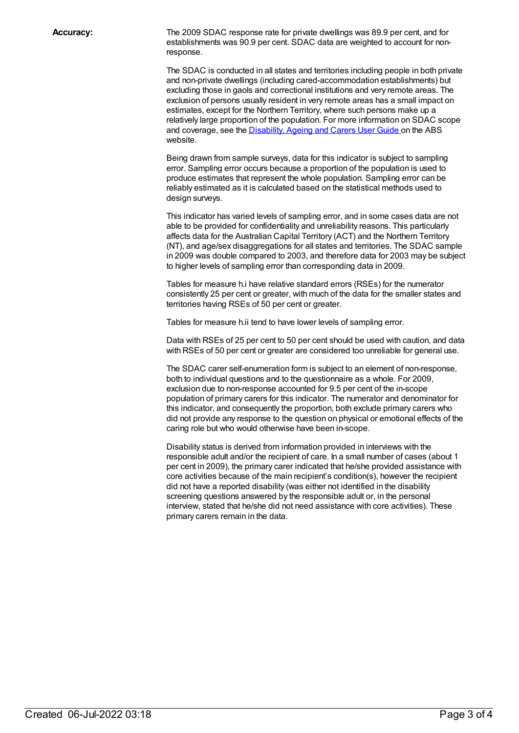**Accuracy:**

The 2009 SDAC response rate for private dwellings was 89.9 per cent, and for establishments was 90.9 per cent. SDAC data are weighted to account for non-response.

The SDAC is conducted in all states and territories including people in both private and non-private dwellings (including cared-accommodation establishments) but excluding those in gaols and correctional institutions and very remote areas. The exclusion of persons usually resident in very remote areas has a small impact on estimates, except for the Northern Territory, where such persons make up a relatively large proportion of the population. For more information on SDAC scope and coverage, see the [Disability, Ageing and Carers User Guide](#) on the ABS website.

Being drawn from sample surveys, data for this indicator is subject to sampling error. Sampling error occurs because a proportion of the population is used to produce estimates that represent the whole population. Sampling error can be reliably estimated as it is calculated based on the statistical methods used to design surveys.

This indicator has varied levels of sampling error, and in some cases data are not able to be provided for confidentiality and unreliability reasons. This particularly affects data for the Australian Capital Territory (ACT) and the Northern Territory (NT), and age/sex disaggregations for all states and territories. The SDAC sample in 2009 was double compared to 2003, and therefore data for 2003 may be subject to higher levels of sampling error than corresponding data in 2009.

Tables for measure h.i have relative standard errors (RSEs) for the numerator consistently 25 per cent or greater, with much of the data for the smaller states and territories having RSEs of 50 per cent or greater.

Tables for measure h.ii tend to have lower levels of sampling error.

Data with RSEs of 25 per cent to 50 per cent should be used with caution, and data with RSEs of 50 per cent or greater are considered too unreliable for general use.

The SDAC carer self-enumeration form is subject to an element of non-response, both to individual questions and to the questionnaire as a whole. For 2009, exclusion due to non-response accounted for 9.5 per cent of the in-scope population of primary carers for this indicator. The numerator and denominator for this indicator, and consequently the proportion, both exclude primary carers who did not provide any response to the question on physical or emotional effects of the caring role but who would otherwise have been in-scope.

Disability status is derived from information provided in interviews with the responsible adult and/or the recipient of care. In a small number of cases (about 1 per cent in 2009), the primary carer indicated that he/she provided assistance with core activities because of the main recipient's condition(s), however the recipient did not have a reported disability (was either not identified in the disability screening questions answered by the responsible adult or, in the personal interview, stated that he/she did not need assistance with core activities). These primary carers remain in the data.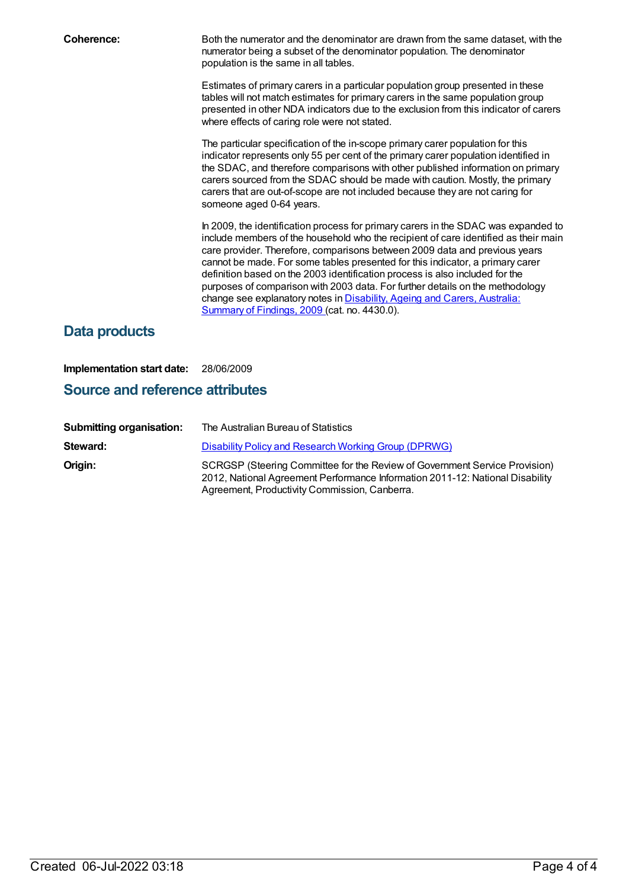**Coherence:** Both the numerator and the denominator are drawn from the same dataset, with the numerator being a subset of the denominator population. The denominator population is the same in all tables.

Estimates of primary carers in a particular population group presented in these tables will not match estimates for primary carers in the same population group presented in other NDA indicators due to the exclusion from this indicator of carers where effects of caring role were not stated.

The particular specification of the in-scope primary carer population for this indicator represents only 55 per cent of the primary carer population identified in the SDAC, and therefore comparisons with other published information on primary carers sourced from the SDAC should be made with caution. Mostly, the primary carers that are out-of-scope are not included because they are not caring for someone aged 0-64 years.

In 2009, the identification process for primary carers in the SDAC was expanded to include members of the household who the recipient of care identified as their main care provider. Therefore, comparisons between 2009 data and previous years cannot be made. For some tables presented for this indicator, a primary carer definition based on the 2003 identification process is also included for the purposes of comparison with 2003 data. For further details on the methodology change see explanatory notes in [Disability, Ageing and Carers, Australia: Summary of Findings, 2009](#) (cat. no. 4430.0).

## Data products

**Implementation start date:** 28/06/2009

## Source and reference attributes

**Submitting organisation:** The Australian Bureau of Statistics

**Steward:** [Disability Policy and Research Working Group (DPRWG)](#)

**Origin:** SCRGSP (Steering Committee for the Review of Government Service Provision) 2012, National Agreement Performance Information 2011-12: National Disability Agreement, Productivity Commission, Canberra.